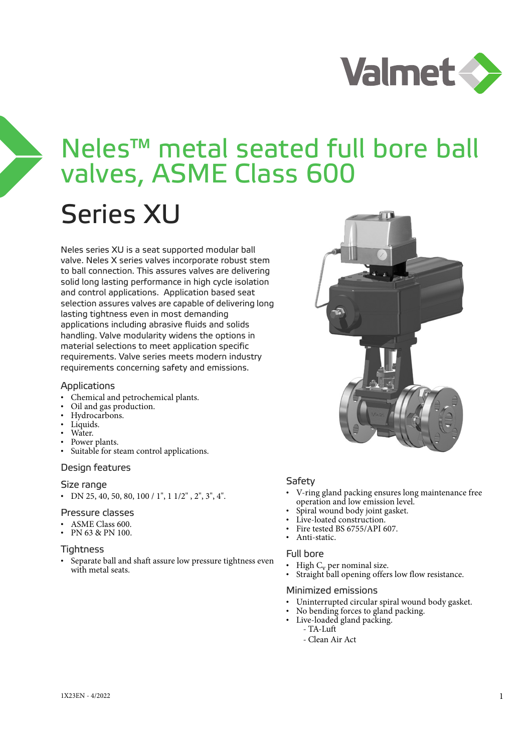# Neles™ metal seated full bore ball valves, ASME Class 600

# Series XU

Neles series XU is a seat supported modular ball valve. Neles X series valves incorporate robust stem to ball connection. This assures valves are delivering solid long lasting performance in high cycle isolation and control applications. Application based seat selection assures valves are capable of delivering long lasting tightness even in most demanding applications including abrasive fluids and solids handling. Valve modularity widens the options in material selections to meet application specific requirements. Valve series meets modern industry requirements concerning safety and emissions.

## Applications

- Chemical and petrochemical plants.
- Oil and gas production.
- Hydrocarbons.
- Liquids.
- Water.
- Power plants.
- Suitable for steam control applications.

## Design features

### Size range

- DN 25, 40, 50, 80, 100 / 1", 1 1/2" , 2", 3", 4".

### Pressure classes

- ASME Class 600.
- PN 63 & PN 100.

### Tightness

- Separate ball and shaft assure low pressure tightness even with metal seats.

### Safety

- V-ring gland packing ensures long maintenance free operation and low emission level.
- Spiral wound body joint gasket.
- Live-loated construction.
- Fire tested BS 6755/API 607.
- Anti-static.

### Full bore

- High $C_v$ per nominal size.
- Straight ball opening offers low flow resistance.

### Minimized emissions

- Uninterrupted circular spiral wound body gasket.
- No bending forces to gland packing.
- Live-loaded gland packing.
  - TA-Luft
  - Clean Air Act

1X23EN - 4/2022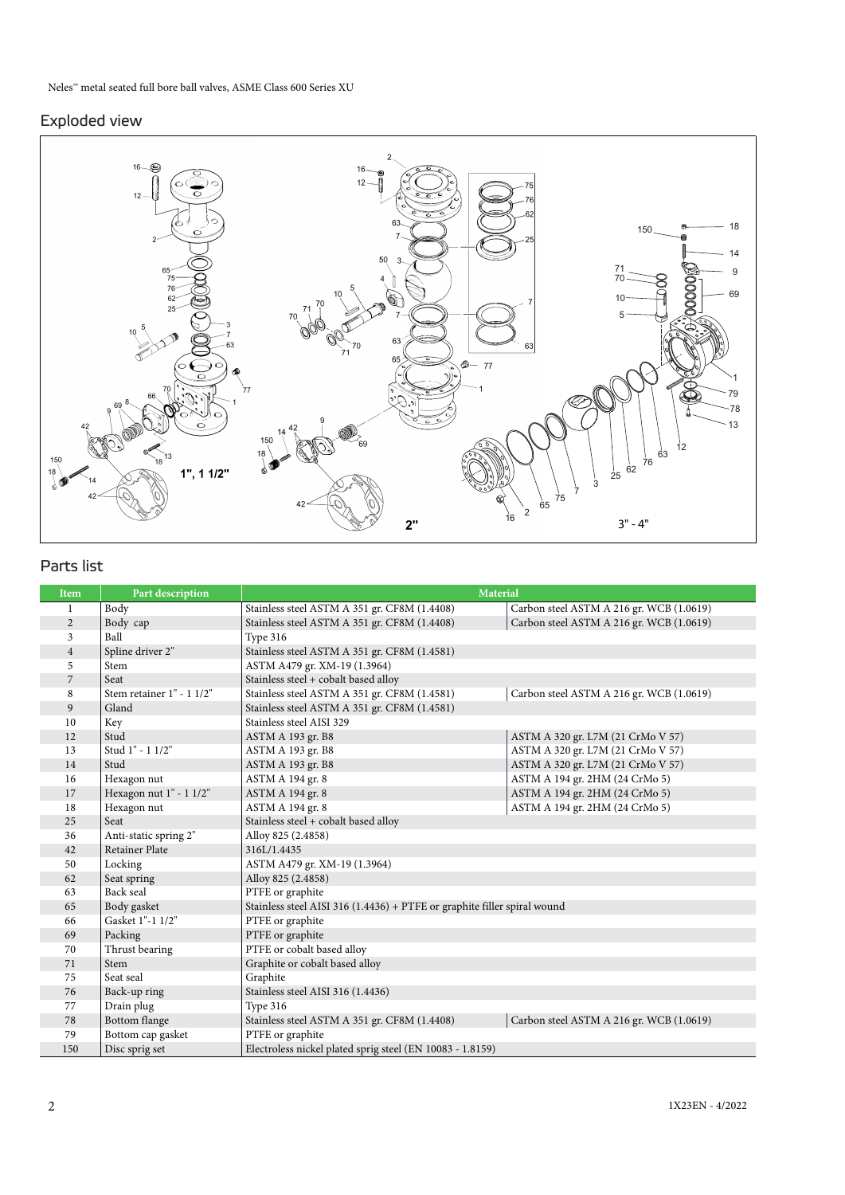## Exploded view

## Parts list

| Item | Part description | Material | |
|---|---|---|---|
| 1 | Body | Stainless steel ASTM A 351 gr. CF8M (1.4408) | Carbon steel ASTM A 216 gr. WCB (1.0619) |
| 2 | Body cap | Stainless steel ASTM A 351 gr. CF8M (1.4408) | Carbon steel ASTM A 216 gr. WCB (1.0619) |
| 3 | Ball | Type 316 | |
| 4 | Spline driver 2" | Stainless steel ASTM A 351 gr. CF8M (1.4581) | |
| 5 | Stem | ASTM A479 gr. XM-19 (1.3964) | |
| 7 | Seat | Stainless steel + cobalt based alloy | |
| 8 | Stem retainer 1" - 1 1/2" | Stainless steel ASTM A 351 gr. CF8M (1.4581) | Carbon steel ASTM A 216 gr. WCB (1.0619) |
| 9 | Gland | Stainless steel ASTM A 351 gr. CF8M (1.4581) | |
| 10 | Key | Stainless steel AISI 329 | |
| 12 | Stud | ASTM A 193 gr. B8 | ASTM A 320 gr. L7M (21 CrMo V 57) |
| 13 | Stud 1" - 1 1/2" | ASTM A 193 gr. B8 | ASTM A 320 gr. L7M (21 CrMo V 57) |
| 14 | Stud | ASTM A 193 gr. B8 | ASTM A 320 gr. L7M (21 CrMo V 57) |
| 16 | Hexagon nut | ASTM A 194 gr. 8 | ASTM A 194 gr. 2HM (24 CrMo 5) |
| 17 | Hexagon nut 1" - 1 1/2" | ASTM A 194 gr. 8 | ASTM A 194 gr. 2HM (24 CrMo 5) |
| 18 | Hexagon nut | ASTM A 194 gr. 8 | ASTM A 194 gr. 2HM (24 CrMo 5) |
| 25 | Seat | Stainless steel + cobalt based alloy | |
| 36 | Anti-static spring 2" | Alloy 825 (2.4858) | |
| 42 | Retainer Plate | 316L/1.4435 | |
| 50 | Locking | ASTM A479 gr. XM-19 (1.3964) | |
| 62 | Seat spring | Alloy 825 (2.4858) | |
| 63 | Back seal | PTFE or graphite | |
| 65 | Body gasket | Stainless steel AISI 316 (1.4436) + PTFE or graphite filler spiral wound | |
| 66 | Gasket 1"-1 1/2" | PTFE or graphite | |
| 69 | Packing | PTFE or graphite | |
| 70 | Thrust bearing | PTFE or cobalt based alloy | |
| 71 | Stem | Graphite or cobalt based alloy | |
| 75 | Seat seal | Graphite | |
| 76 | Back-up ring | Stainless steel AISI 316 (1.4436) | |
| 77 | Drain plug | Type 316 | |
| 78 | Bottom flange | Stainless steel ASTM A 351 gr. CF8M (1.4408) | Carbon steel ASTM A 216 gr. WCB (1.0619) |
| 79 | Bottom cap gasket | PTFE or graphite | |
| 150 | Disc sprig set | Electroless nickel plated sprig steel (EN 10083 - 1.8159) | |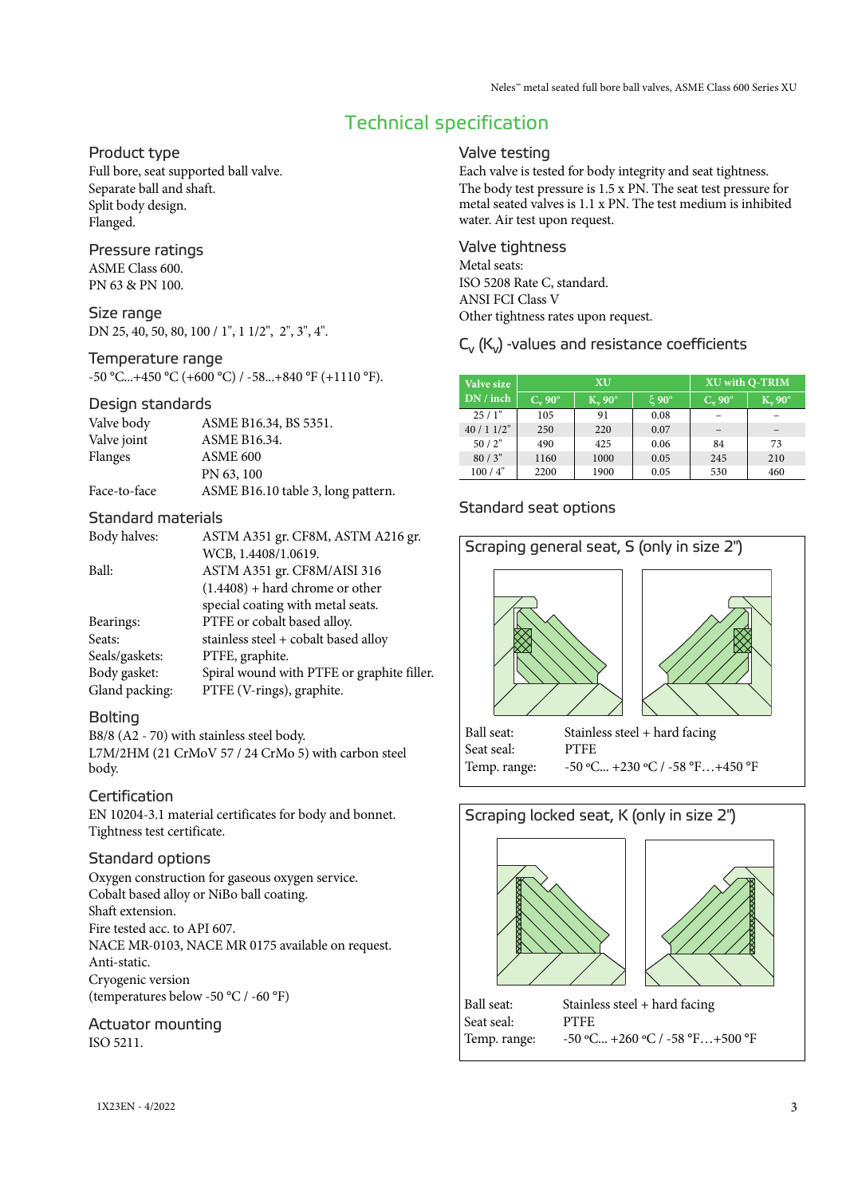# Technical specification

## Product type

Full bore, seat supported ball valve.
Separate ball and shaft.
Split body design.
Flanged.

## Pressure ratings

ASME Class 600.
PN 63 & PN 100.

## Size range

DN 25, 40, 50, 80, 100 / 1", 1 1/2", 2", 3", 4".

## Temperature range

-50 °C...+450 °C (+600 °C) / -58...+840 °F (+1110 °F).

## Design standards

| | |
|---|---|
| Valve body | ASME B16.34, BS 5351. |
| Valve joint | ASME B16.34. |
| Flanges | ASME 600<br>PN 63, 100 |
| Face-to-face | ASME B16.10 table 3, long pattern. |

## Standard materials

| | |
|---|---|
| Body halves: | ASTM A351 gr. CF8M, ASTM A216 gr. WCB, 1.4408/1.0619. |
| Ball: | ASTM A351 gr. CF8M/AISI 316 (1.4408) + hard chrome or other special coating with metal seats. |
| Bearings: | PTFE or cobalt based alloy. |
| Seats: | stainless steel + cobalt based alloy |
| Seals/gaskets: | PTFE, graphite. |
| Body gasket: | Spiral wound with PTFE or graphite filler. |
| Gland packing: | PTFE (V-rings), graphite. |

## Bolting

B8/8 (A2 - 70) with stainless steel body.
L7M/2HM (21 CrMoV 57 / 24 CrMo 5) with carbon steel body.

## Certification

EN 10204-3.1 material certificates for body and bonnet.
Tightness test certificate.

## Standard options

Oxygen construction for gaseous oxygen service.
Cobalt based alloy or NiBo ball coating.
Shaft extension.
Fire tested acc. to API 607.
NACE MR-0103, NACE MR 0175 available on request.
Anti-static.
Cryogenic version
(temperatures below -50 °C / -60 °F)

## Actuator mounting

ISO 5211.

## Valve testing

Each valve is tested for body integrity and seat tightness. The body test pressure is 1.5 x PN. The seat test pressure for metal seated valves is 1.1 x PN. The test medium is inhibited water. Air test upon request.

## Valve tightness

Metal seats:
ISO 5208 Rate C, standard.
ANSI FCI Class V
Other tightness rates upon request.

## $C_v$ ($K_v$) -values and resistance coefficients

| Valve size | XU | | | XU with Q-TRIM | |
|---|---|---|---|---|---|
| DN / inch | $C_v$ 90° | $K_v$ 90° | $\xi$ 90° | $C_v$ 90° | $K_v$ 90° |
| 25 / 1" | 105 | 91 | 0.08 | – | – |
| 40 / 1 1/2" | 250 | 220 | 0.07 | – | – |
| 50 / 2" | 490 | 425 | 0.06 | 84 | 73 |
| 80 / 3" | 1160 | 1000 | 0.05 | 245 | 210 |
| 100 / 4" | 2200 | 1900 | 0.05 | 530 | 460 |

## Standard seat options

### Scraping general seat, S (only in size 2")

| | |
|---|---|
| Ball seat: | Stainless steel + hard facing |
| Seat seal: | PTFE |
| Temp. range: | -50 °C... +230 °C / -58 °F…+450 °F |

### Scraping locked seat, K (only in size 2")

| | |
|---|---|
| Ball seat: | Stainless steel + hard facing |
| Seat seal: | PTFE |
| Temp. range: | -50 °C... +260 °C / -58 °F…+500 °F |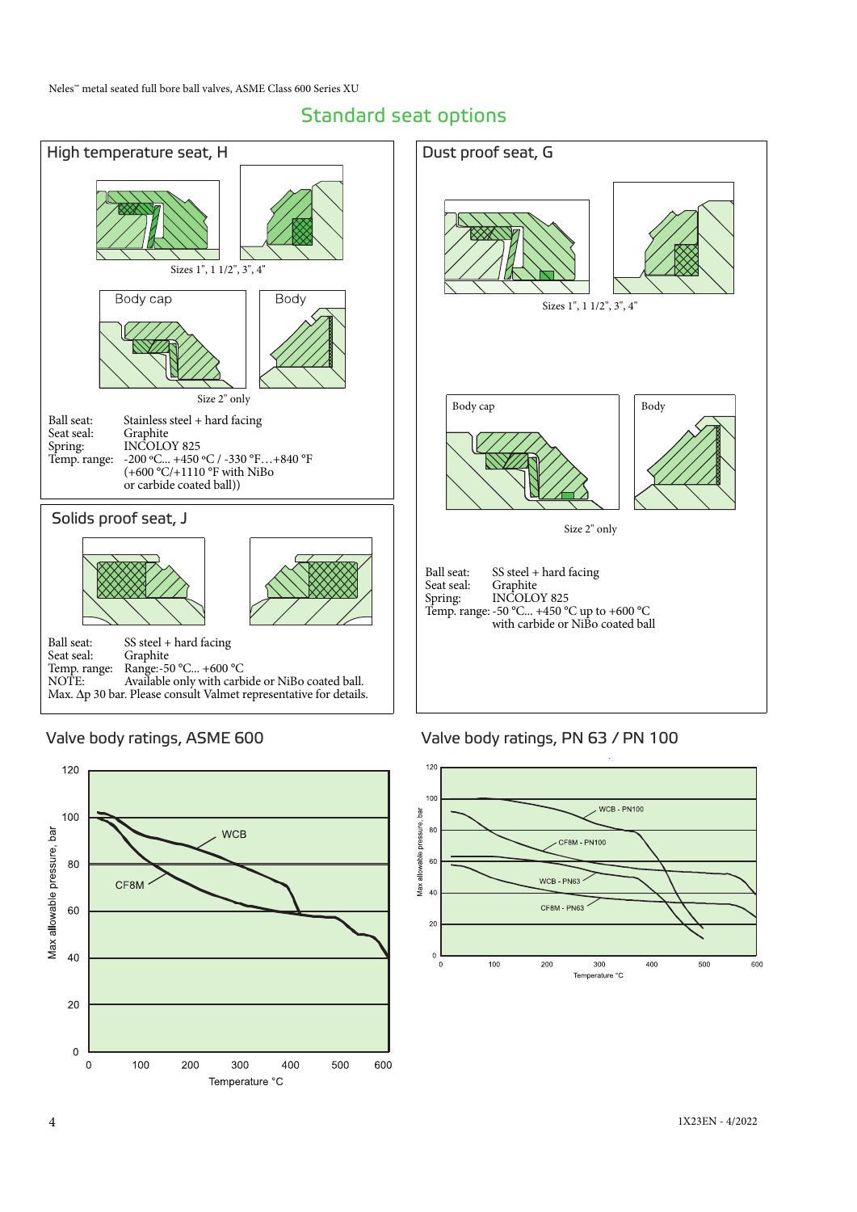# Standard seat options

## High temperature seat, H

Sizes 1", 1 1/2", 3", 4"

Body cap — Body

Size 2" only

Ball seat: Stainless steel + hard facing
Seat seal: Graphite
Spring: INCOLOY 825
Temp. range: -200 °C... +450 °C / -330 °F…+840 °F (+600 °C/+1110 °F with NiBo or carbide coated ball))

## Solids proof seat, J

Ball seat: SS steel + hard facing
Seat seal: Graphite
Temp. range: Range:-50 °C... +600 °C
NOTE: Available only with carbide or NiBo coated ball.
Max. Δp 30 bar. Please consult Valmet representative for details.

## Dust proof seat, G

Sizes 1", 1 1/2", 3", 4"

Body cap — Body

Size 2" only

Ball seat: SS steel + hard facing
Seat seal: Graphite
Spring: INCOLOY 825
Temp. range: -50 °C... +450 °C up to +600 °C with carbide or NiBo coated ball

## Valve body ratings, ASME 600

Max allowable pressure, bar (0–120) vs. Temperature °C (0–600); curves: WCB, CF8M

## Valve body ratings, PN 63 / PN 100

Max allowable pressure, bar (0–120) vs. Temperature °C (0–600); curves: WCB - PN100, CF8M - PN100, WCB - PN63, CF8M - PN63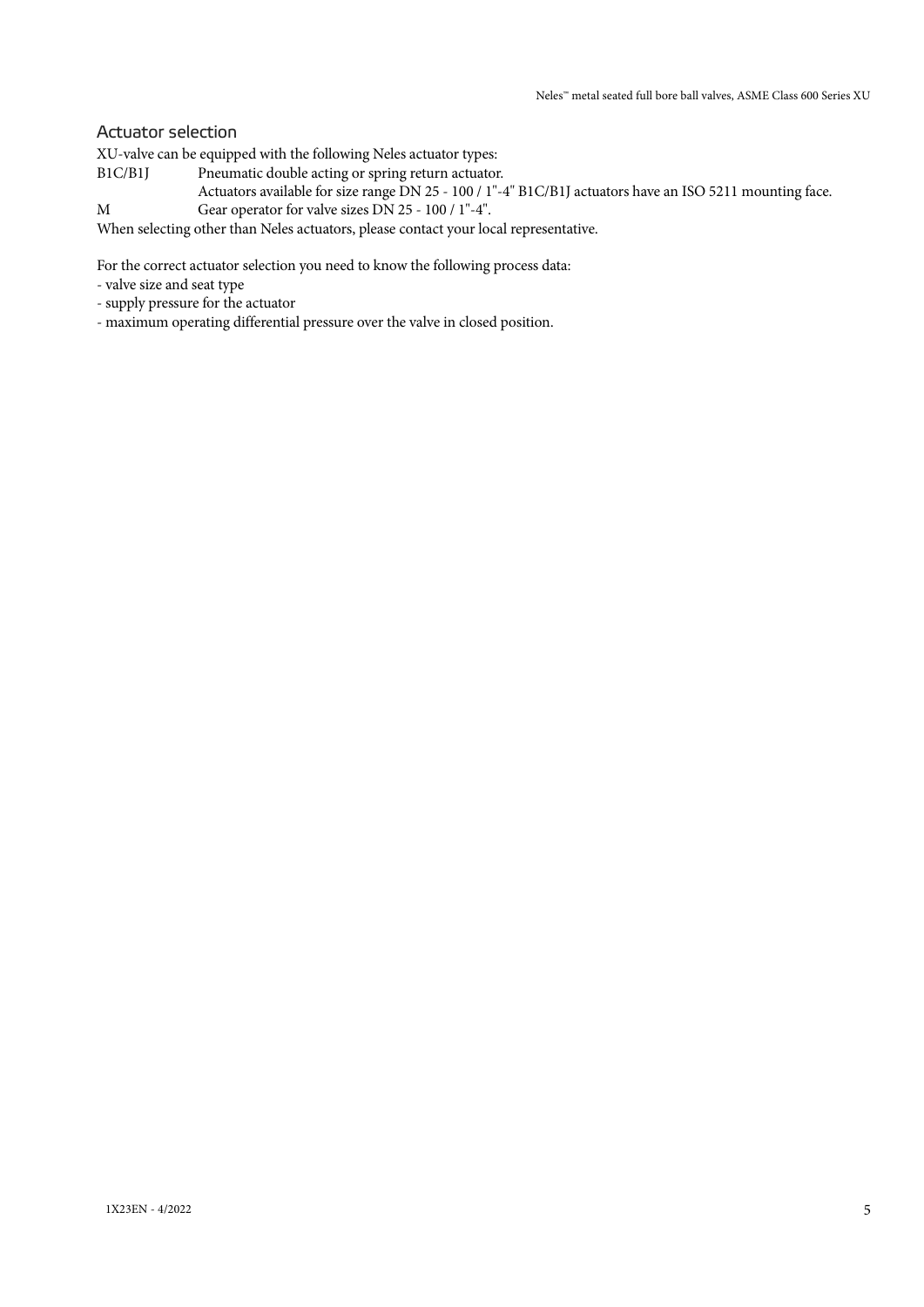## Actuator selection

XU-valve can be equipped with the following Neles actuator types:

B1C/B1J Pneumatic double acting or spring return actuator.
Actuators available for size range DN 25 - 100 / 1"-4" B1C/B1J actuators have an ISO 5211 mounting face.

M Gear operator for valve sizes DN 25 - 100 / 1"-4".

When selecting other than Neles actuators, please contact your local representative.

For the correct actuator selection you need to know the following process data:

- valve size and seat type
- supply pressure for the actuator
- maximum operating differential pressure over the valve in closed position.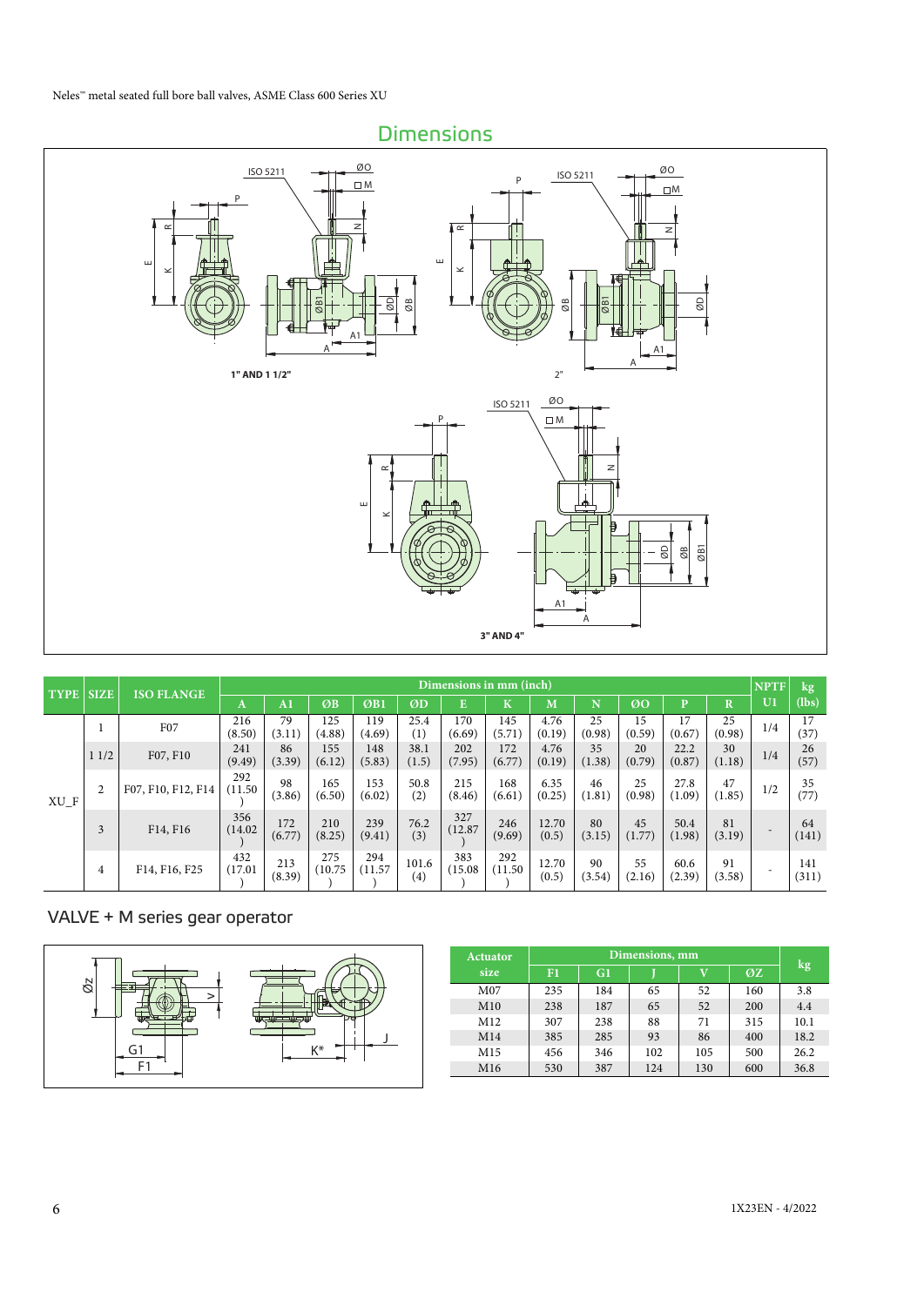## Dimensions

1" AND 1 1/2"

2"

3" AND 4"

| TYPE | SIZE | ISO FLANGE | Dimensions in mm (inch) | | | | | | | | | | | | NPTF | kg |
|---|---|---|---|---|---|---|---|---|---|---|---|---|---|---|---|---|
| | | | A | A1 | ØB | ØB1 | ØD | E | K | M | N | ØO | P | R | U1 | (lbs) |
| XU_F | 1 | F07 | 216 (8.50) | 79 (3.11) | 125 (4.88) | 119 (4.69) | 25.4 (1) | 170 (6.69) | 145 (5.71) | 4.76 (0.19) | 25 (0.98) | 15 (0.59) | 17 (0.67) | 25 (0.98) | 1/4 | 17 (37) |
| | 1 1/2 | F07, F10 | 241 (9.49) | 86 (3.39) | 155 (6.12) | 148 (5.83) | 38.1 (1.5) | 202 (7.95) | 172 (6.77) | 4.76 (0.19) | 35 (1.38) | 20 (0.79) | 22.2 (0.87) | 30 (1.18) | 1/4 | 26 (57) |
| | 2 | F07, F10, F12, F14 | 292 (11.50) | 98 (3.86) | 165 (6.50) | 153 (6.02) | 50.8 (2) | 215 (8.46) | 168 (6.61) | 6.35 (0.25) | 46 (1.81) | 25 (0.98) | 27.8 (1.09) | 47 (1.85) | 1/2 | 35 (77) |
| | 3 | F14, F16 | 356 (14.02) | 172 (6.77) | 210 (8.25) | 239 (9.41) | 76.2 (3) | 327 (12.87) | 246 (9.69) | 12.70 (0.5) | 80 (3.15) | 45 (1.77) | 50.4 (1.98) | 81 (3.19) | - | 64 (141) |
| | 4 | F14, F16, F25 | 432 (17.01) | 213 (8.39) | 275 (10.75) | 294 (11.57) | 101.6 (4) | 383 (15.08) | 292 (11.50) | 12.70 (0.5) | 90 (3.54) | 55 (2.16) | 60.6 (2.39) | 91 (3.58) | - | 141 (311) |

## VALVE + M series gear operator

| Actuator size | Dimensions, mm | | | | | kg |
|---|---|---|---|---|---|---|
| | F1 | G1 | J | V | ØZ | |
| M07 | 235 | 184 | 65 | 52 | 160 | 3.8 |
| M10 | 238 | 187 | 65 | 52 | 200 | 4.4 |
| M12 | 307 | 238 | 88 | 71 | 315 | 10.1 |
| M14 | 385 | 285 | 93 | 86 | 400 | 18.2 |
| M15 | 456 | 346 | 102 | 105 | 500 | 26.2 |
| M16 | 530 | 387 | 124 | 130 | 600 | 36.8 |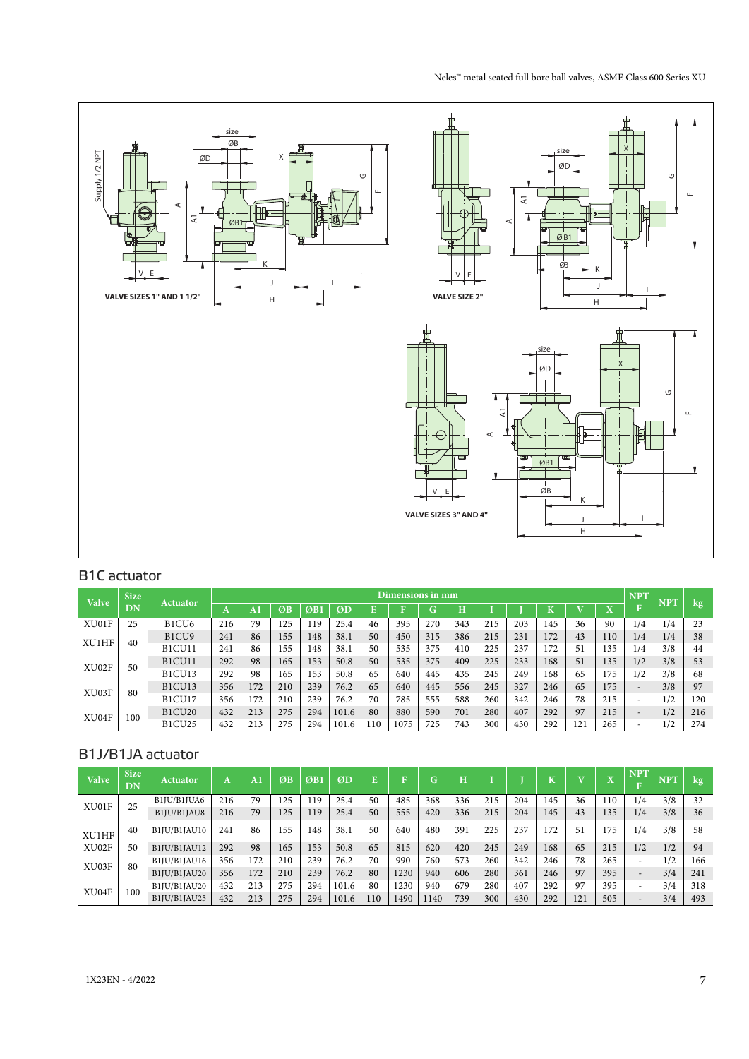VALVE SIZES 1" AND 1 1/2"

VALVE SIZE 2"

VALVE SIZES 3" AND 4"

## B1C actuator

| Valve | Size DN | Actuator | Dimensions in mm | | | | | | | | | | | | | | NPT F | NPT | kg |
|---|---|---|---|---|---|---|---|---|---|---|---|---|---|---|---|---|---|---|---|
| | | | A | A1 | ØB | ØB1 | ØD | E | F | G | H | I | J | K | V | X | | | |
| XU01F | 25 | B1CU6 | 216 | 79 | 125 | 119 | 25.4 | 46 | 395 | 270 | 343 | 215 | 203 | 145 | 36 | 90 | 1/4 | 1/4 | 23 |
| XU1HF | 40 | B1CU9 | 241 | 86 | 155 | 148 | 38.1 | 50 | 450 | 315 | 386 | 215 | 231 | 172 | 43 | 110 | 1/4 | 1/4 | 38 |
| | | B1CU11 | 241 | 86 | 155 | 148 | 38.1 | 50 | 535 | 375 | 410 | 225 | 237 | 172 | 51 | 135 | 1/4 | 3/8 | 44 |
| XU02F | 50 | B1CU11 | 292 | 98 | 165 | 153 | 50.8 | 50 | 535 | 375 | 409 | 225 | 233 | 168 | 51 | 135 | 1/2 | 3/8 | 53 |
| | | B1CU13 | 292 | 98 | 165 | 153 | 50.8 | 65 | 640 | 445 | 435 | 245 | 249 | 168 | 65 | 175 | 1/2 | 3/8 | 68 |
| XU03F | 80 | B1CU13 | 356 | 172 | 210 | 239 | 76.2 | 65 | 640 | 445 | 556 | 245 | 327 | 246 | 65 | 175 | - | 3/8 | 97 |
| | | B1CU17 | 356 | 172 | 210 | 239 | 76.2 | 70 | 785 | 555 | 588 | 260 | 342 | 246 | 78 | 215 | - | 1/2 | 120 |
| XU04F | 100 | B1CU20 | 432 | 213 | 275 | 294 | 101.6 | 80 | 880 | 590 | 701 | 280 | 407 | 292 | 97 | 215 | - | 1/2 | 216 |
| | | B1CU25 | 432 | 213 | 275 | 294 | 101.6 | 110 | 1075 | 725 | 743 | 300 | 430 | 292 | 121 | 265 | - | 1/2 | 274 |

## B1J/B1JA actuator

| Valve | Size DN | Actuator | A | A1 | ØB | ØB1 | ØD | E | F | G | H | I | J | K | V | X | NPT F | NPT | kg |
|---|---|---|---|---|---|---|---|---|---|---|---|---|---|---|---|---|---|---|---|
| XU01F | 25 | B1JU/B1JUA6 | 216 | 79 | 125 | 119 | 25.4 | 50 | 485 | 368 | 336 | 215 | 204 | 145 | 36 | 110 | 1/4 | 3/8 | 32 |
| | | B1JU/B1JAU8 | 216 | 79 | 125 | 119 | 25.4 | 50 | 555 | 420 | 336 | 215 | 204 | 145 | 43 | 135 | 1/4 | 3/8 | 36 |
| XU1HF | 40 | B1JU/B1JAU10 | 241 | 86 | 155 | 148 | 38.1 | 50 | 640 | 480 | 391 | 225 | 237 | 172 | 51 | 175 | 1/4 | 3/8 | 58 |
| XU02F | 50 | B1JU/B1JAU12 | 292 | 98 | 165 | 153 | 50.8 | 65 | 815 | 620 | 420 | 245 | 249 | 168 | 65 | 215 | 1/2 | 1/2 | 94 |
| XU03F | 80 | B1JU/B1JAU16 | 356 | 172 | 210 | 239 | 76.2 | 70 | 990 | 760 | 573 | 260 | 342 | 246 | 78 | 265 | - | 1/2 | 166 |
| | | B1JU/B1JAU20 | 356 | 172 | 210 | 239 | 76.2 | 80 | 1230 | 940 | 606 | 280 | 361 | 246 | 97 | 395 | - | 3/4 | 241 |
| XU04F | 100 | B1JU/B1JAU20 | 432 | 213 | 275 | 294 | 101.6 | 80 | 1230 | 940 | 679 | 280 | 407 | 292 | 97 | 395 | - | 3/4 | 318 |
| | | B1JU/B1JAU25 | 432 | 213 | 275 | 294 | 101.6 | 110 | 1490 | 1140 | 739 | 300 | 430 | 292 | 121 | 505 | - | 3/4 | 493 |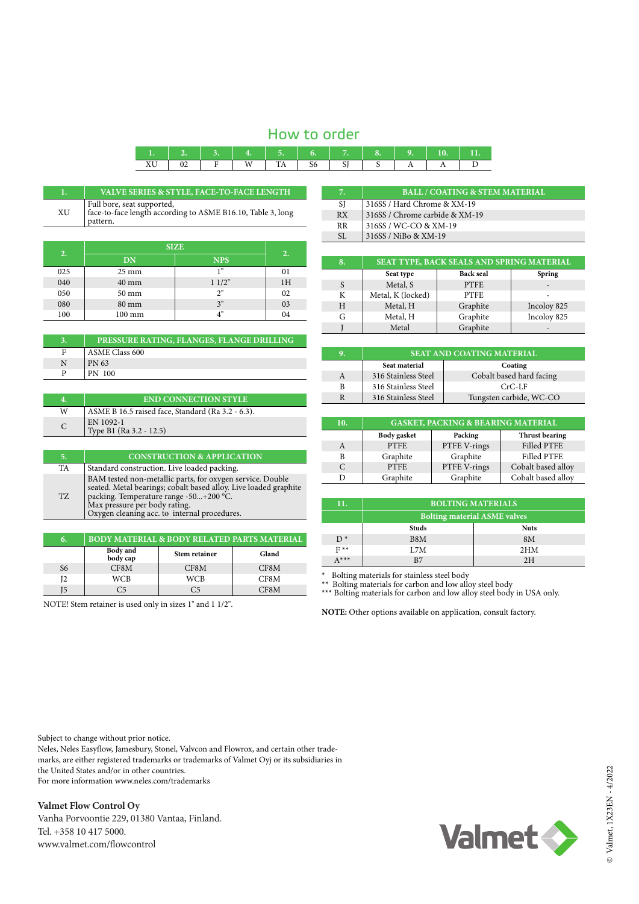# How to order

| 1. | 2. | 3. | 4. | 5. | 6. | 7. | 8. | 9. | 10. | 11. |
|---|---|---|---|---|---|---|---|---|---|---|
| XU | 02 | F | W | TA | S6 | SJ | S | A | A | D |

| 1. | VALVE SERIES & STYLE, FACE-TO-FACE LENGTH |
|---|---|
| XU | Full bore, seat supported, face-to-face length according to ASME B16.10, Table 3, long pattern. |

| 2. | SIZE | | 2. |
|---|---|---|---|
| | DN | NPS | |
| 025 | 25 mm | 1" | 01 |
| 040 | 40 mm | 1 1/2" | 1H |
| 050 | 50 mm | 2" | 02 |
| 080 | 80 mm | 3" | 03 |
| 100 | 100 mm | 4" | 04 |

| 3. | PRESSURE RATING, FLANGES, FLANGE DRILLING |
|---|---|
| F | ASME Class 600 |
| N | PN 63 |
| P | PN 100 |

| 4. | END CONNECTION STYLE |
|---|---|
| W | ASME B 16.5 raised face, Standard (Ra 3.2 - 6.3). |
| C | EN 1092-1 Type B1 (Ra 3.2 - 12.5) |

| 5. | CONSTRUCTION & APPLICATION |
|---|---|
| TA | Standard construction. Live loaded packing. |
| TZ | BAM tested non-metallic parts, for oxygen service. Double seated. Metal bearings; cobalt based alloy. Live loaded graphite packing. Temperature range -50...+200 °C. Max pressure per body rating. Oxygen cleaning acc. to internal procedures. |

| 6. | BODY MATERIAL & BODY RELATED PARTS MATERIAL | | |
|---|---|---|---|
| | Body and body cap | Stem retainer | Gland |
| S6 | CF8M | CF8M | CF8M |
| J2 | WCB | WCB | CF8M |
| J5 | C5 | C5 | CF8M |

NOTE! Stem retainer is used only in sizes 1" and 1 1/2".

| 7. | BALL / COATING & STEM MATERIAL |
|---|---|
| SJ | 316SS / Hard Chrome & XM-19 |
| RX | 316SS / Chrome carbide & XM-19 |
| RR | 316SS / WC-CO & XM-19 |
| SL | 316SS / NiBo & XM-19 |

| 8. | SEAT TYPE, BACK SEALS AND SPRING MATERIAL | | |
|---|---|---|---|
| | Seat type | Back seal | Spring |
| S | Metal, S | PTFE | - |
| K | Metal, K (locked) | PTFE | - |
| H | Metal, H | Graphite | Incoloy 825 |
| G | Metal, H | Graphite | Incoloy 825 |
| J | Metal | Graphite | - |

| 9. | SEAT AND COATING MATERIAL | |
|---|---|---|
| | Seat material | Coating |
| A | 316 Stainless Steel | Cobalt based hard facing |
| B | 316 Stainless Steel | CrC-LF |
| R | 316 Stainless Steel | Tungsten carbide, WC-CO |

| 10. | GASKET, PACKING & BEARING MATERIAL | | |
|---|---|---|---|
| | Body gasket | Packing | Thrust bearing |
| A | PTFE | PTFE V-rings | Filled PTFE |
| B | Graphite | Graphite | Filled PTFE |
| C | PTFE | PTFE V-rings | Cobalt based alloy |
| D | Graphite | Graphite | Cobalt based alloy |

| 11. | BOLTING MATERIALS | |
|---|---|---|
| | Bolting material ASME valves | |
| | Studs | Nuts |
| D * | B8M | 8M |
| F ** | L7M | 2HM |
| A*** | B7 | 2H |

\* Bolting materials for stainless steel body
** Bolting materials for carbon and low alloy steel body
*** Bolting materials for carbon and low alloy steel body in USA only.

**NOTE:** Other options available on application, consult factory.

Subject to change without prior notice.
Neles, Neles Easyflow, Jamesbury, Stonel, Valvcon and Flowrox, and certain other trademarks, are either registered trademarks or trademarks of Valmet Oyj or its subsidiaries in the United States and/or in other countries.
For more information www.neles.com/trademarks

**Valmet Flow Control Oy**
Vanha Porvoontie 229, 01380 Vantaa, Finland.
Tel. +358 10 417 5000.
www.valmet.com/flowcontrol

Valmet

© Valmet, 1X23EN - 4/2022